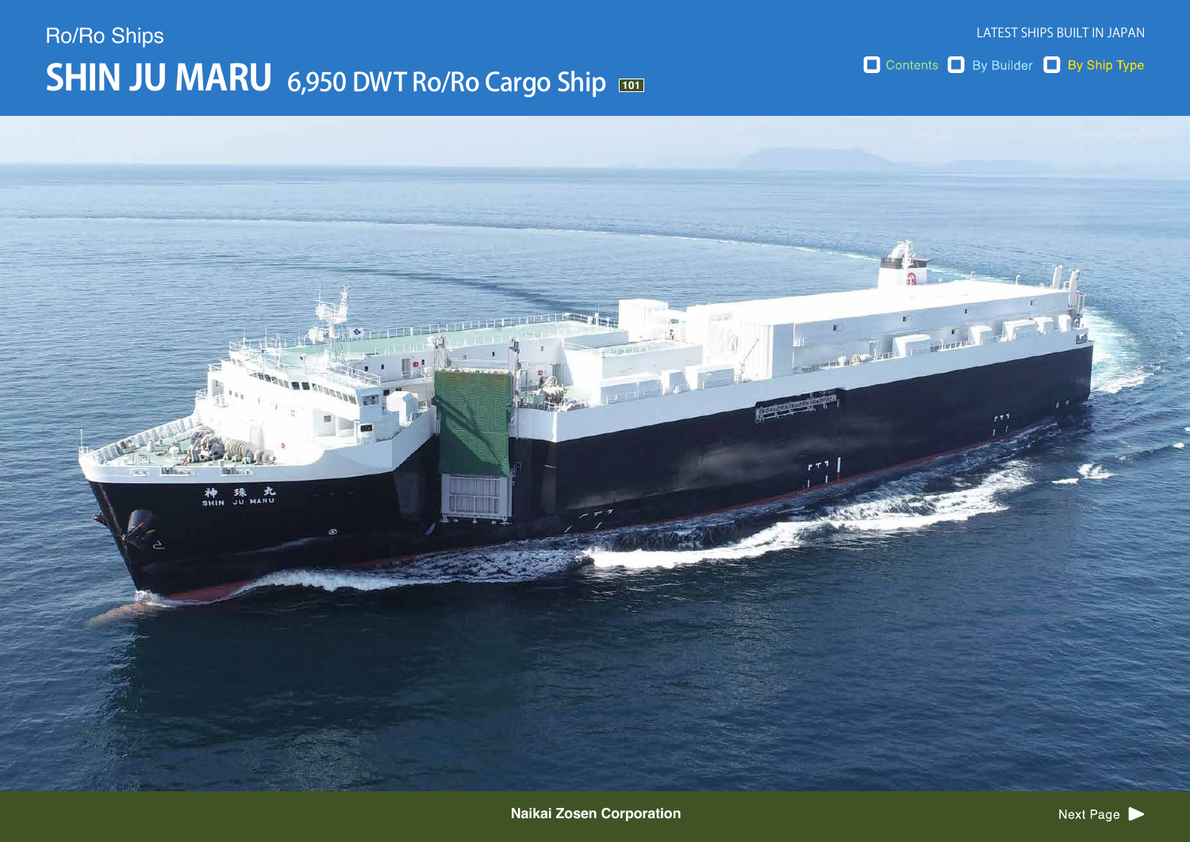Ro/Ro Ships

# SHIN JU MARU 6,950 DWT Ro/Ro Cargo Ship

Naikai Zosen Corporation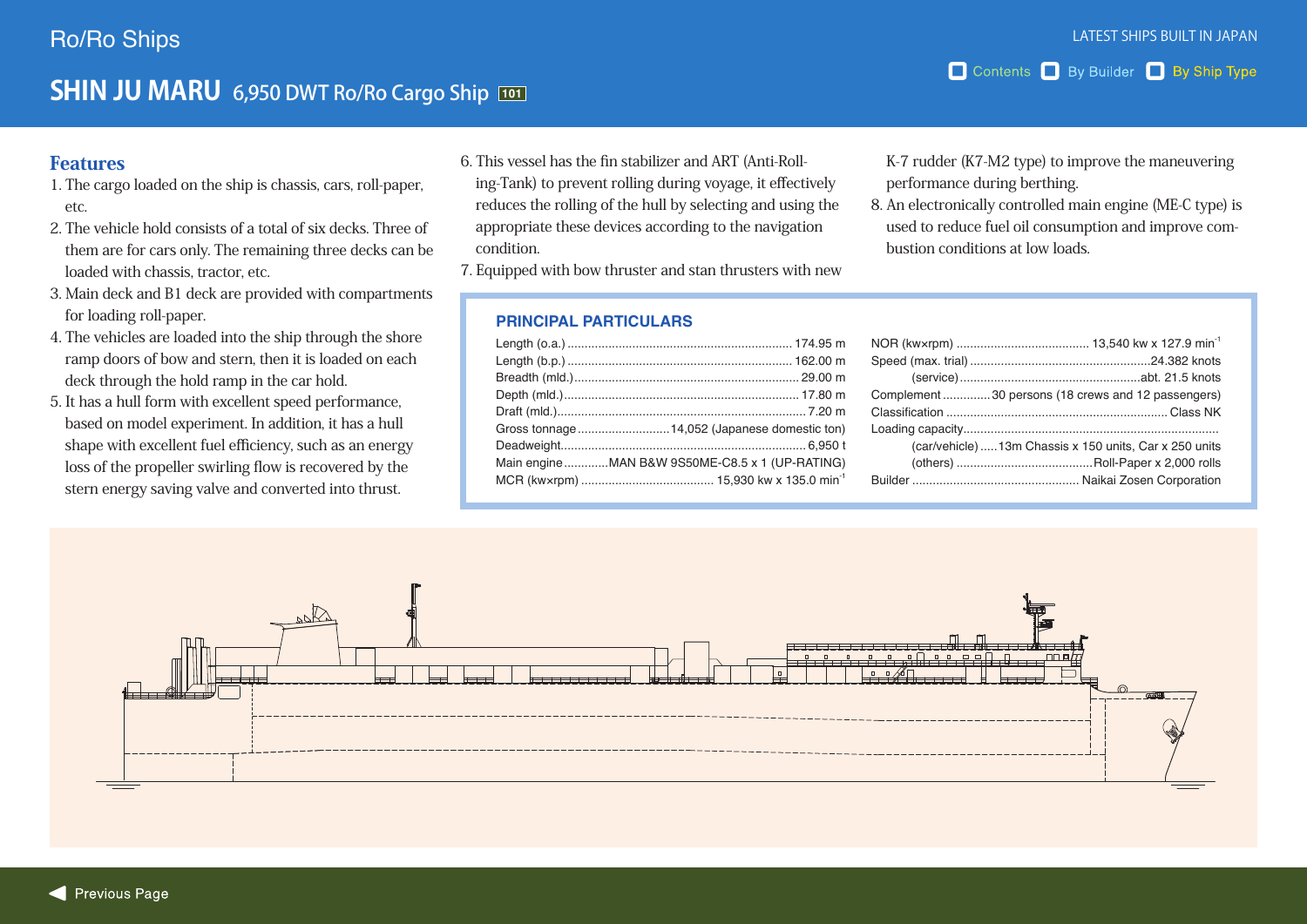# Ro/Ro Ships

## SHIN JU MARU 6,950 DWT Ro/Ro Cargo Ship

### Features

1. The cargo loaded on the ship is chassis, cars, roll-paper, etc.
2. The vehicle hold consists of a total of six decks. Three of them are for cars only. The remaining three decks can be loaded with chassis, tractor, etc.
3. Main deck and B1 deck are provided with compartments for loading roll-paper.
4. The vehicles are loaded into the ship through the shore ramp doors of bow and stern, then it is loaded on each deck through the hold ramp in the car hold.
5. It has a hull form with excellent speed performance, based on model experiment. In addition, it has a hull shape with excellent fuel efficiency, such as an energy loss of the propeller swirling flow is recovered by the stern energy saving valve and converted into thrust.
6. This vessel has the fin stabilizer and ART (Anti-Rolling-Tank) to prevent rolling during voyage, it effectively reduces the rolling of the hull by selecting and using the appropriate these devices according to the navigation condition.
7. Equipped with bow thruster and stan thrusters with new K-7 rudder (K7-M2 type) to improve the maneuvering performance during berthing.
8. An electronically controlled main engine (ME-C type) is used to reduce fuel oil consumption and improve combustion conditions at low loads.

### PRINCIPAL PARTICULARS

| Item | Value |
|---|---|
| Length (o.a.) | 174.95 m |
| Length (b.p.) | 162.00 m |
| Breadth (mld.) | 29.00 m |
| Depth (mld.) | 17.80 m |
| Draft (mld.) | 7.20 m |
| Gross tonnage | 14,052 (Japanese domestic ton) |
| Deadweight | 6,950 t |
| Main engine | MAN B&W 9S50ME-C8.5 x 1 (UP-RATING) |
| MCR (kw×rpm) | 15,930 kw x 135.0 min$^{-1}$ |
| NOR (kw×rpm) | 13,540 kw x 127.9 min$^{-1}$ |
| Speed (max. trial) | 24.382 knots |
| (service) | abt. 21.5 knots |
| Complement | 30 persons (18 crews and 12 passengers) |
| Classification | Class NK |
| Loading capacity | |
| (car/vehicle) | 13m Chassis x 150 units, Car x 250 units |
| (others) | Roll-Paper x 2,000 rolls |
| Builder | Naikai Zosen Corporation |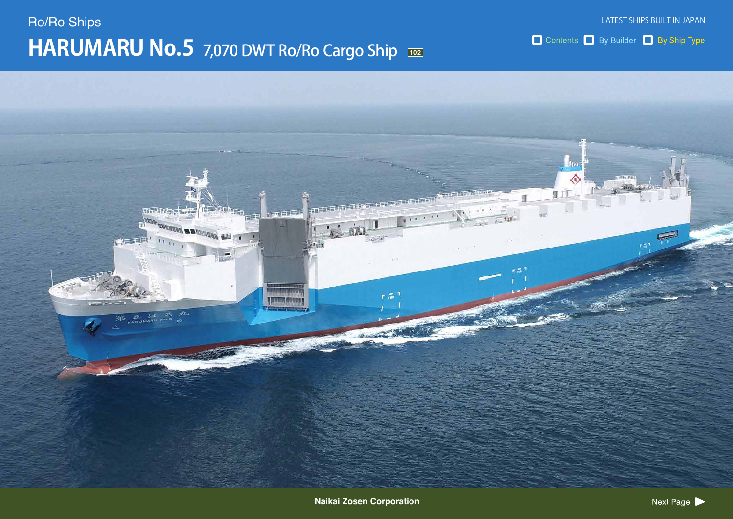Ro/Ro Ships

# HARUMARU No.5 7,070 DWT Ro/Ro Cargo Ship

Naikai Zosen Corporation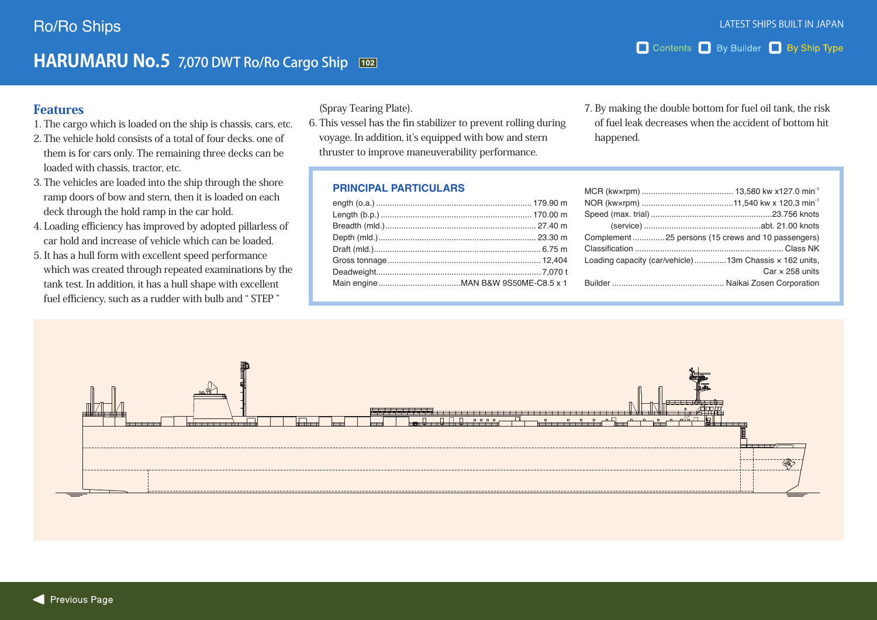# Ro/Ro Ships

LATEST SHIPS BUILT IN JAPAN

Contents | By Builder | By Ship Type

## HARUMARU No.5 7,070 DWT Ro/Ro Cargo Ship

### Features

1. The cargo which is loaded on the ship is chassis, cars, etc.
2. The vehicle hold consists of a total of four decks. one of them is for cars only. The remaining three decks can be loaded with chassis, tractor, etc.
3. The vehicles are loaded into the ship through the shore ramp doors of bow and stern, then it is loaded on each deck through the hold ramp in the car hold.
4. Loading efficiency has improved by adopted pillarless of car hold and increase of vehicle which can be loaded.
5. It has a hull form with excellent speed performance which was created through repeated examinations by the tank test. In addition, it has a hull shape with excellent fuel efficiency, such as a rudder with bulb and " STEP " (Spray Tearing Plate).
6. This vessel has the fin stabilizer to prevent rolling during voyage. In addition, it's equipped with bow and stern thruster to improve maneuverability performance.
7. By making the double bottom for fuel oil tank, the risk of fuel leak decreases when the accident of bottom hit happened.

### PRINCIPAL PARTICULARS

| | |
|---|---|
| ength (o.a.) | 179.90 m |
| Length (b.p.) | 170.00 m |
| Breadth (mld.) | 27.40 m |
| Depth (mld.) | 23.30 m |
| Draft (mld.) | 6.75 m |
| Gross tonnage | 12,404 |
| Deadweight | 7,070 t |
| Main engine | MAN B&W 9S50ME-C8.5 x 1 |
| MCR (kw×rpm) | 13,580 kw x127.0 min$^{-1}$ |
| NOR (kw×rpm) | 11,540 kw x 120.3 min$^{-1}$ |
| Speed (max. trial) | 23.756 knots |
| (service) | abt. 21.00 knots |
| Complement | 25 persons (15 crews and 10 passengers) |
| Classification | Class NK |
| Loading capacity (car/vehicle) | 13m Chassis × 162 units, Car × 258 units |
| Builder | Naikai Zosen Corporation |

Previous Page